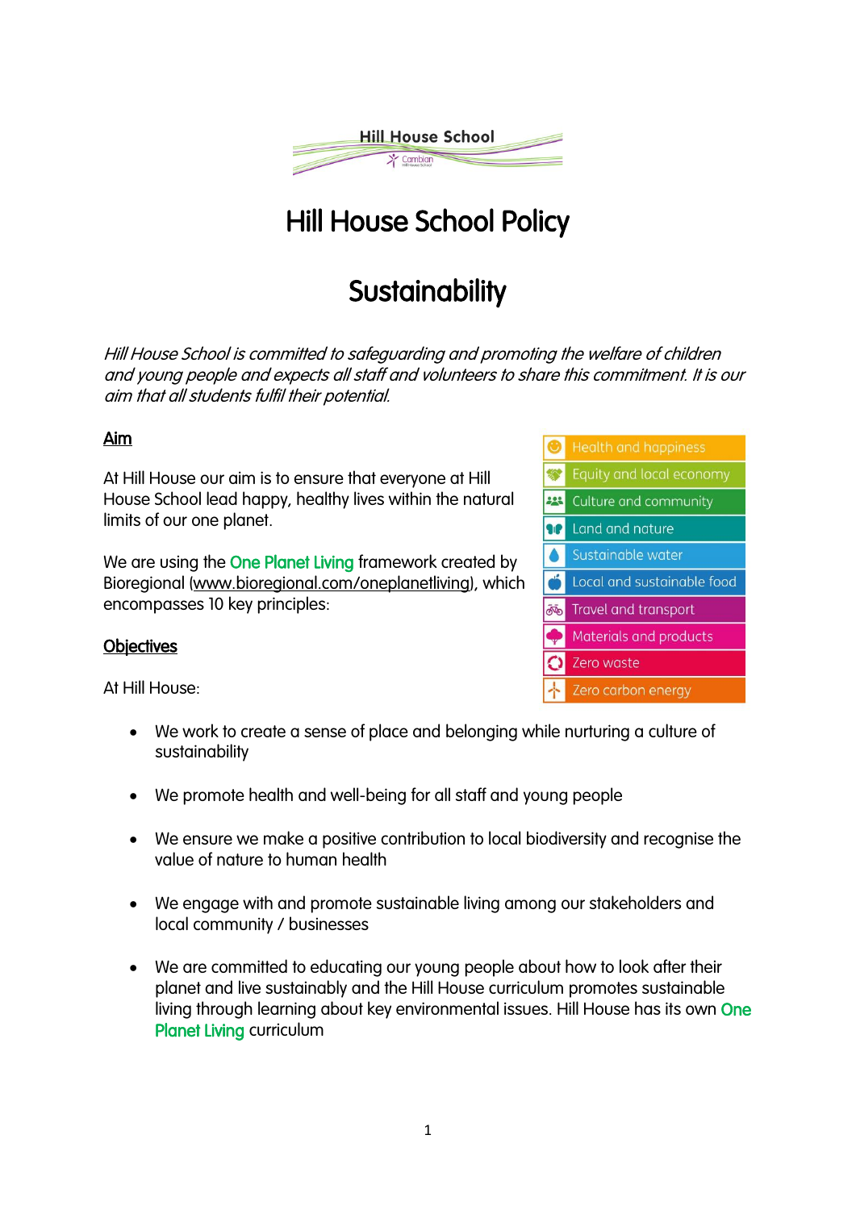Hill House School

# Hill House School Policy

# Sustainability

*Hill House School is committed to safeguarding and promoting the welfare of children and young people and expects all staff and volunteers to share this commitment. It is our aim that all students fulfil their potential.*

## Aim

At Hill House our aim is to ensure that everyone at Hill House School lead happy, healthy lives within the natural limits of our one planet.

We are using the One Planet Living framework created by Bioregional (www.bioregional.com/oneplanetliving), which encompasses 10 key principles:

- Health and happiness
- Equity and local economy
- Culture and community
- Land and nature
- Sustainable water
- Local and sustainable food
- Travel and transport
- Materials and products
- Zero waste
- Zero carbon energy

## Objectives

At Hill House:

- We work to create a sense of place and belonging while nurturing a culture of sustainability
- We promote health and well-being for all staff and young people
- We ensure we make a positive contribution to local biodiversity and recognise the value of nature to human health
- We engage with and promote sustainable living among our stakeholders and local community / businesses
- We are committed to educating our young people about how to look after their planet and live sustainably and the Hill House curriculum promotes sustainable living through learning about key environmental issues. Hill House has its own One Planet Living curriculum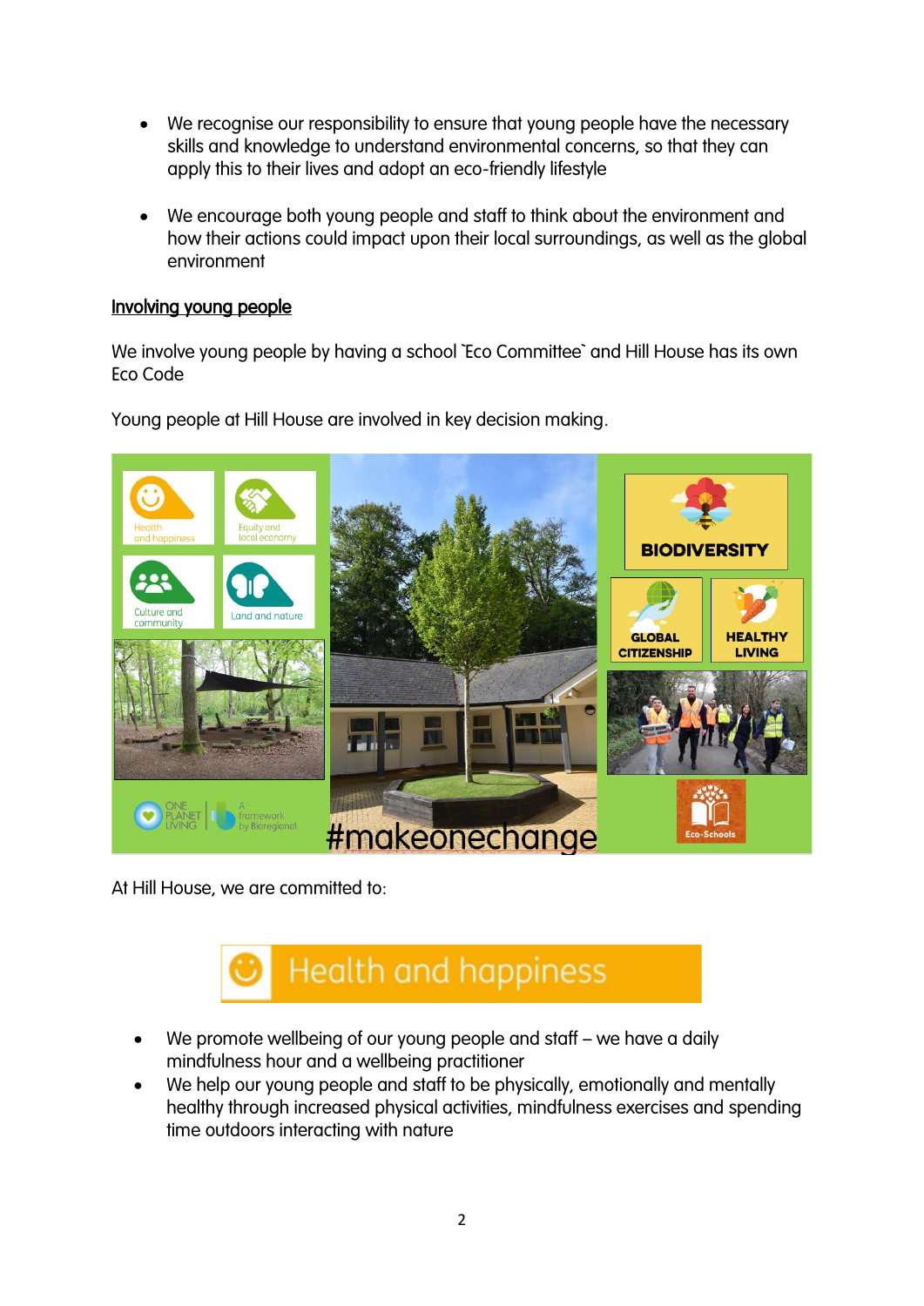- We recognise our responsibility to ensure that young people have the necessary skills and knowledge to understand environmental concerns, so that they can apply this to their lives and adopt an eco-friendly lifestyle

- We encourage both young people and staff to think about the environment and how their actions could impact upon their local surroundings, as well as the global environment

## Involving young people

We involve young people by having a school `Eco Committee` and Hill House has its own Eco Code

Young people at Hill House are involved in key decision making.

At Hill House, we are committed to:

### Health and happiness

- We promote wellbeing of our young people and staff – we have a daily mindfulness hour and a wellbeing practitioner
- We help our young people and staff to be physically, emotionally and mentally healthy through increased physical activities, mindfulness exercises and spending time outdoors interacting with nature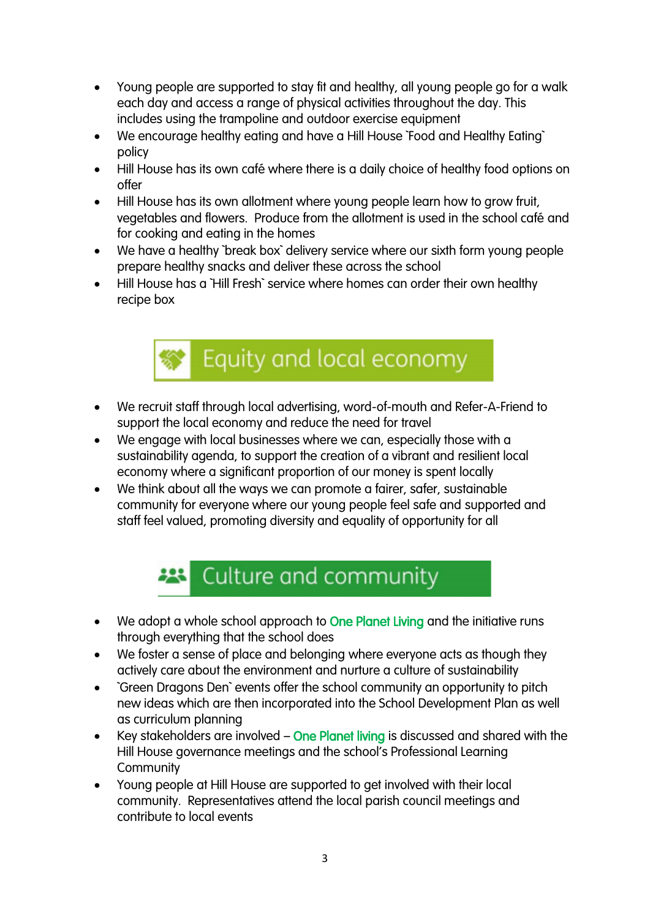- Young people are supported to stay fit and healthy, all young people go for a walk each day and access a range of physical activities throughout the day. This includes using the trampoline and outdoor exercise equipment
- We encourage healthy eating and have a Hill House `Food and Healthy Eating` policy
- Hill House has its own café where there is a daily choice of healthy food options on offer
- Hill House has its own allotment where young people learn how to grow fruit, vegetables and flowers. Produce from the allotment is used in the school café and for cooking and eating in the homes
- We have a healthy `break box` delivery service where our sixth form young people prepare healthy snacks and deliver these across the school
- Hill House has a `Hill Fresh` service where homes can order their own healthy recipe box

## Equity and local economy

- We recruit staff through local advertising, word-of-mouth and Refer-A-Friend to support the local economy and reduce the need for travel
- We engage with local businesses where we can, especially those with a sustainability agenda, to support the creation of a vibrant and resilient local economy where a significant proportion of our money is spent locally
- We think about all the ways we can promote a fairer, safer, sustainable community for everyone where our young people feel safe and supported and staff feel valued, promoting diversity and equality of opportunity for all

## Culture and community

- We adopt a whole school approach to One Planet Living and the initiative runs through everything that the school does
- We foster a sense of place and belonging where everyone acts as though they actively care about the environment and nurture a culture of sustainability
- `Green Dragons Den` events offer the school community an opportunity to pitch new ideas which are then incorporated into the School Development Plan as well as curriculum planning
- Key stakeholders are involved – One Planet living is discussed and shared with the Hill House governance meetings and the school's Professional Learning Community
- Young people at Hill House are supported to get involved with their local community. Representatives attend the local parish council meetings and contribute to local events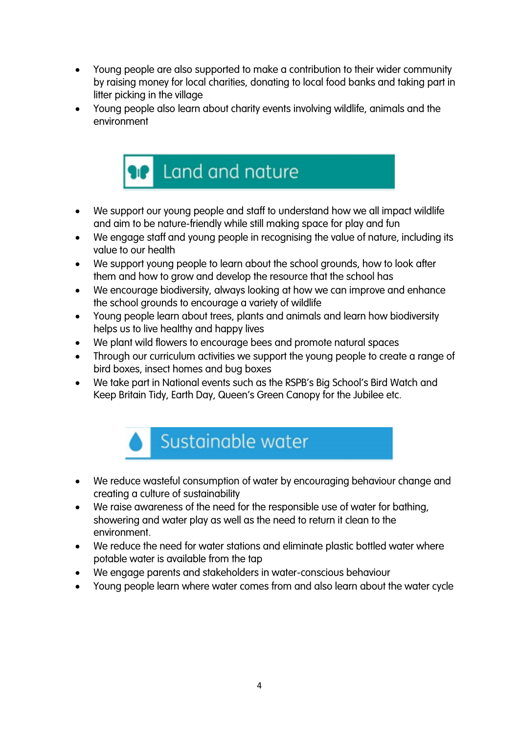- Young people are also supported to make a contribution to their wider community by raising money for local charities, donating to local food banks and taking part in litter picking in the village
- Young people also learn about charity events involving wildlife, animals and the environment

## Land and nature

- We support our young people and staff to understand how we all impact wildlife and aim to be nature-friendly while still making space for play and fun
- We engage staff and young people in recognising the value of nature, including its value to our health
- We support young people to learn about the school grounds, how to look after them and how to grow and develop the resource that the school has
- We encourage biodiversity, always looking at how we can improve and enhance the school grounds to encourage a variety of wildlife
- Young people learn about trees, plants and animals and learn how biodiversity helps us to live healthy and happy lives
- We plant wild flowers to encourage bees and promote natural spaces
- Through our curriculum activities we support the young people to create a range of bird boxes, insect homes and bug boxes
- We take part in National events such as the RSPB's Big School's Bird Watch and Keep Britain Tidy, Earth Day, Queen's Green Canopy for the Jubilee etc.

## Sustainable water

- We reduce wasteful consumption of water by encouraging behaviour change and creating a culture of sustainability
- We raise awareness of the need for the responsible use of water for bathing, showering and water play as well as the need to return it clean to the environment.
- We reduce the need for water stations and eliminate plastic bottled water where potable water is available from the tap
- We engage parents and stakeholders in water-conscious behaviour
- Young people learn where water comes from and also learn about the water cycle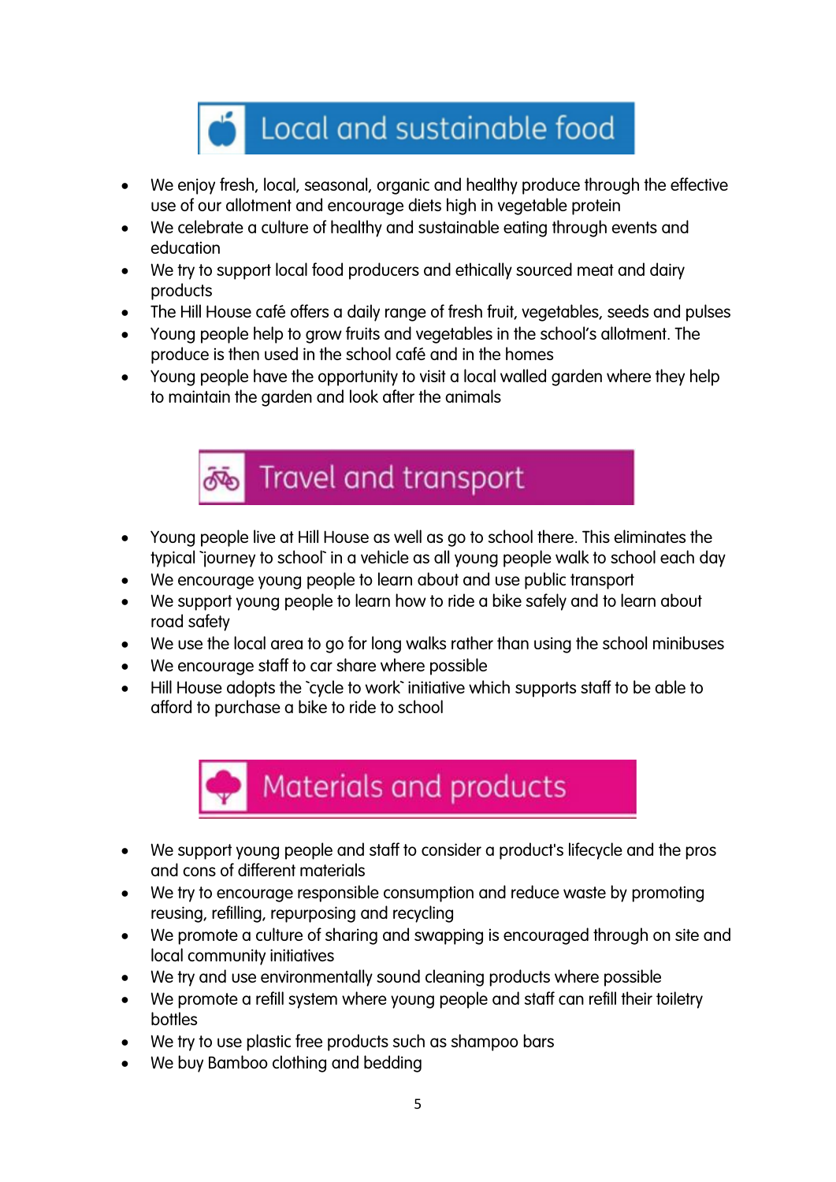## Local and sustainable food

- We enjoy fresh, local, seasonal, organic and healthy produce through the effective use of our allotment and encourage diets high in vegetable protein
- We celebrate a culture of healthy and sustainable eating through events and education
- We try to support local food producers and ethically sourced meat and dairy products
- The Hill House café offers a daily range of fresh fruit, vegetables, seeds and pulses
- Young people help to grow fruits and vegetables in the school's allotment. The produce is then used in the school café and in the homes
- Young people have the opportunity to visit a local walled garden where they help to maintain the garden and look after the animals

## Travel and transport

- Young people live at Hill House as well as go to school there. This eliminates the typical `journey to school` in a vehicle as all young people walk to school each day
- We encourage young people to learn about and use public transport
- We support young people to learn how to ride a bike safely and to learn about road safety
- We use the local area to go for long walks rather than using the school minibuses
- We encourage staff to car share where possible
- Hill House adopts the `cycle to work` initiative which supports staff to be able to afford to purchase a bike to ride to school

## Materials and products

- We support young people and staff to consider a product's lifecycle and the pros and cons of different materials
- We try to encourage responsible consumption and reduce waste by promoting reusing, refilling, repurposing and recycling
- We promote a culture of sharing and swapping is encouraged through on site and local community initiatives
- We try and use environmentally sound cleaning products where possible
- We promote a refill system where young people and staff can refill their toiletry bottles
- We try to use plastic free products such as shampoo bars
- We buy Bamboo clothing and bedding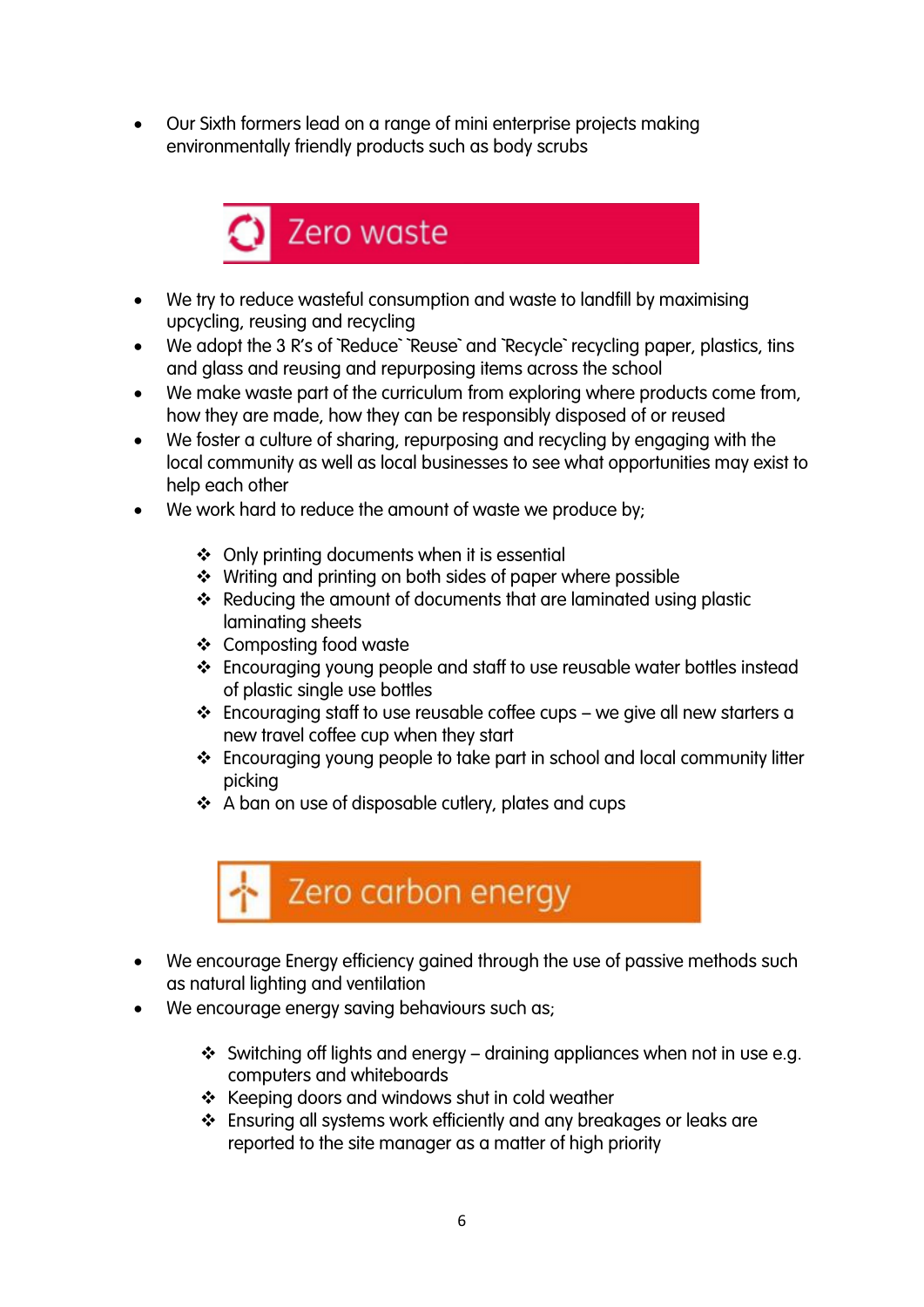- Our Sixth formers lead on a range of mini enterprise projects making environmentally friendly products such as body scrubs

## Zero waste

- We try to reduce wasteful consumption and waste to landfill by maximising upcycling, reusing and recycling
- We adopt the 3 R's of `Reduce` `Reuse` and `Recycle` recycling paper, plastics, tins and glass and reusing and repurposing items across the school
- We make waste part of the curriculum from exploring where products come from, how they are made, how they can be responsibly disposed of or reused
- We foster a culture of sharing, repurposing and recycling by engaging with the local community as well as local businesses to see what opportunities may exist to help each other
- We work hard to reduce the amount of waste we produce by;
  - Only printing documents when it is essential
  - Writing and printing on both sides of paper where possible
  - Reducing the amount of documents that are laminated using plastic laminating sheets
  - Composting food waste
  - Encouraging young people and staff to use reusable water bottles instead of plastic single use bottles
  - Encouraging staff to use reusable coffee cups – we give all new starters a new travel coffee cup when they start
  - Encouraging young people to take part in school and local community litter picking
  - A ban on use of disposable cutlery, plates and cups

## Zero carbon energy

- We encourage Energy efficiency gained through the use of passive methods such as natural lighting and ventilation
- We encourage energy saving behaviours such as;
  - Switching off lights and energy – draining appliances when not in use e.g. computers and whiteboards
  - Keeping doors and windows shut in cold weather
  - Ensuring all systems work efficiently and any breakages or leaks are reported to the site manager as a matter of high priority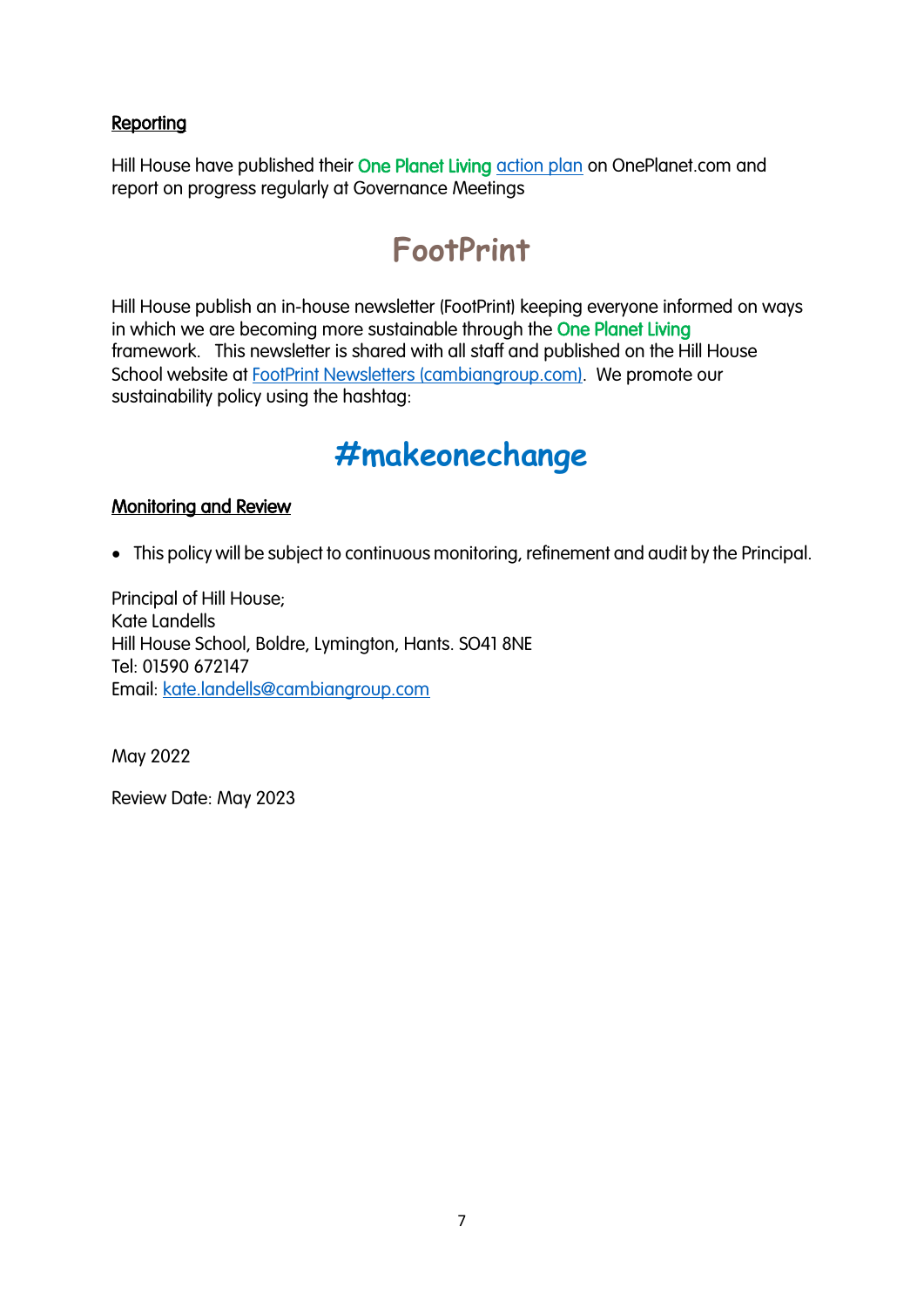**Reporting**

Hill House have published their One Planet Living action plan on OnePlanet.com and report on progress regularly at Governance Meetings

## FootPrint

Hill House publish an in-house newsletter (FootPrint) keeping everyone informed on ways in which we are becoming more sustainable through the One Planet Living framework. This newsletter is shared with all staff and published on the Hill House School website at FootPrint Newsletters (cambiangroup.com). We promote our sustainability policy using the hashtag:

## #makeonechange

**Monitoring and Review**

- This policy will be subject to continuous monitoring, refinement and audit by the Principal.

Principal of Hill House;
Kate Landells
Hill House School, Boldre, Lymington, Hants. SO41 8NE
Tel: 01590 672147
Email: kate.landells@cambiangroup.com

May 2022

Review Date: May 2023